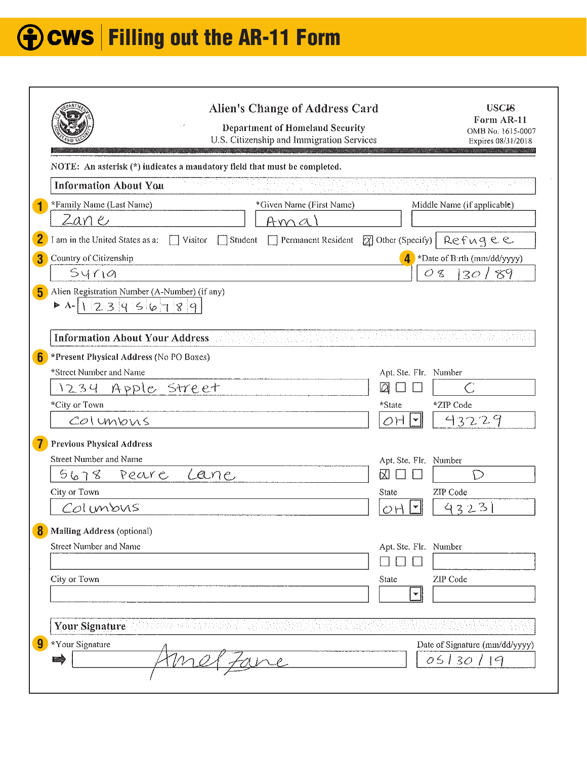# CWS Filling out the AR-11 Form

## Alien's Change of Address Card

Department of Homeland Security
U.S. Citizenship and Immigration Services

USCIS
Form AR-11
OMB No. 1615-0007
Expires 08/31/2018

NOTE: An asterisk (*) indicates a mandatory field that must be completed.

### Information About You

1 *Family Name (Last Name): Zane
*Given Name (First Name): Amal
Middle Name (if applicable):

2 I am in the United States as a: ☐ Visitor ☐ Student ☐ Permanent Resident ☒ Other (Specify) Refugee

3 Country of Citizenship: Syria

4 *Date of Birth (mm/dd/yyyy): 08/30/89

5 Alien Registration Number (A-Number) (if any)
▶ A- 123456789

### Information About Your Address

6 *Present Physical Address (No PO Boxes)

*Street Number and Name: 1234 Apple Street
Apt. ☒ Ste. ☐ Flr. ☐ Number: C
*City or Town: Columbus
*State: OH
*ZIP Code: 43229

7 Previous Physical Address

Street Number and Name: 5678 Peare Lane
Apt. ☒ Ste. ☐ Flr. ☐ Number: D
City or Town: Columbus
State: OH
ZIP Code: 43231

8 Mailing Address (optional)

Street Number and Name:
Apt. ☐ Ste. ☐ Flr. ☐ Number:
City or Town:
State:
ZIP Code:

### Your Signature

9 *Your Signature: Amel Zane
Date of Signature (mm/dd/yyyy): 05/30/19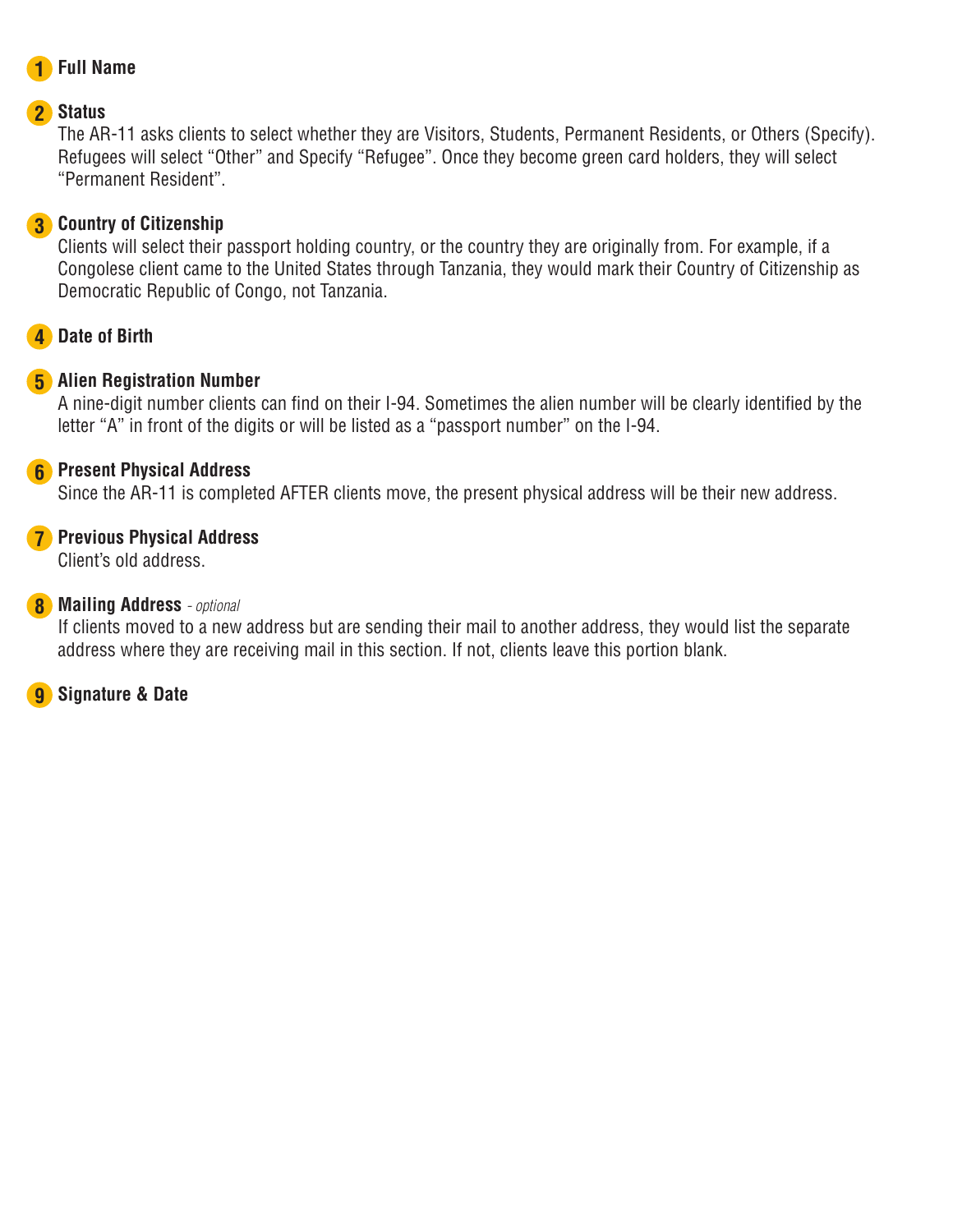**1 Full Name**

**2 Status**

The AR-11 asks clients to select whether they are Visitors, Students, Permanent Residents, or Others (Specify). Refugees will select "Other" and Specify "Refugee". Once they become green card holders, they will select "Permanent Resident".

**3 Country of Citizenship**

Clients will select their passport holding country, or the country they are originally from. For example, if a Congolese client came to the United States through Tanzania, they would mark their Country of Citizenship as Democratic Republic of Congo, not Tanzania.

**4 Date of Birth**

**5 Alien Registration Number**

A nine-digit number clients can find on their I-94. Sometimes the alien number will be clearly identified by the letter "A" in front of the digits or will be listed as a "passport number" on the I-94.

**6 Present Physical Address**

Since the AR-11 is completed AFTER clients move, the present physical address will be their new address.

**7 Previous Physical Address**

Client's old address.

**8 Mailing Address** *- optional*

If clients moved to a new address but are sending their mail to another address, they would list the separate address where they are receiving mail in this section. If not, clients leave this portion blank.

**9 Signature & Date**